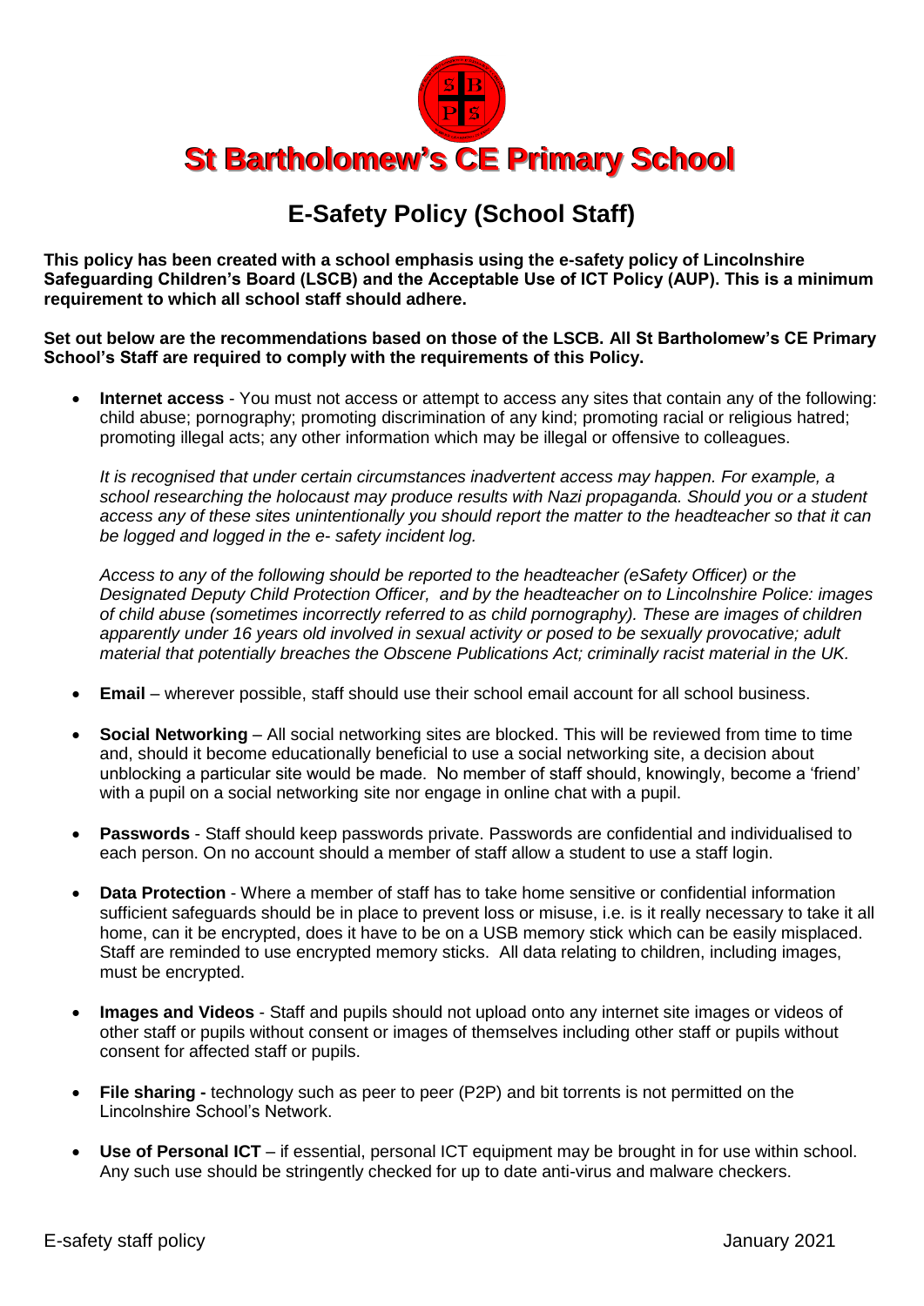# St Bartholomew's CE Primary School

## E-Safety Policy (School Staff)

**This policy has been created with a school emphasis using the e-safety policy of Lincolnshire Safeguarding Children's Board (LSCB) and the Acceptable Use of ICT Policy (AUP). This is a minimum requirement to which all school staff should adhere.**

**Set out below are the recommendations based on those of the LSCB. All St Bartholomew's CE Primary School's Staff are required to comply with the requirements of this Policy.**

- **Internet access** - You must not access or attempt to access any sites that contain any of the following: child abuse; pornography; promoting discrimination of any kind; promoting racial or religious hatred; promoting illegal acts; any other information which may be illegal or offensive to colleagues.

  *It is recognised that under certain circumstances inadvertent access may happen. For example, a school researching the holocaust may produce results with Nazi propaganda. Should you or a student access any of these sites unintentionally you should report the matter to the headteacher so that it can be logged and logged in the e- safety incident log.*

  *Access to any of the following should be reported to the headteacher (eSafety Officer) or the Designated Deputy Child Protection Officer, and by the headteacher on to Lincolnshire Police: images of child abuse (sometimes incorrectly referred to as child pornography). These are images of children apparently under 16 years old involved in sexual activity or posed to be sexually provocative; adult material that potentially breaches the Obscene Publications Act; criminally racist material in the UK.*

- **Email** – wherever possible, staff should use their school email account for all school business.

- **Social Networking** – All social networking sites are blocked. This will be reviewed from time to time and, should it become educationally beneficial to use a social networking site, a decision about unblocking a particular site would be made. No member of staff should, knowingly, become a 'friend' with a pupil on a social networking site nor engage in online chat with a pupil.

- **Passwords** - Staff should keep passwords private. Passwords are confidential and individualised to each person. On no account should a member of staff allow a student to use a staff login.

- **Data Protection** - Where a member of staff has to take home sensitive or confidential information sufficient safeguards should be in place to prevent loss or misuse, i.e. is it really necessary to take it all home, can it be encrypted, does it have to be on a USB memory stick which can be easily misplaced. Staff are reminded to use encrypted memory sticks. All data relating to children, including images, must be encrypted.

- **Images and Videos** - Staff and pupils should not upload onto any internet site images or videos of other staff or pupils without consent or images of themselves including other staff or pupils without consent for affected staff or pupils.

- **File sharing -** technology such as peer to peer (P2P) and bit torrents is not permitted on the Lincolnshire School's Network.

- **Use of Personal ICT** – if essential, personal ICT equipment may be brought in for use within school. Any such use should be stringently checked for up to date anti-virus and malware checkers.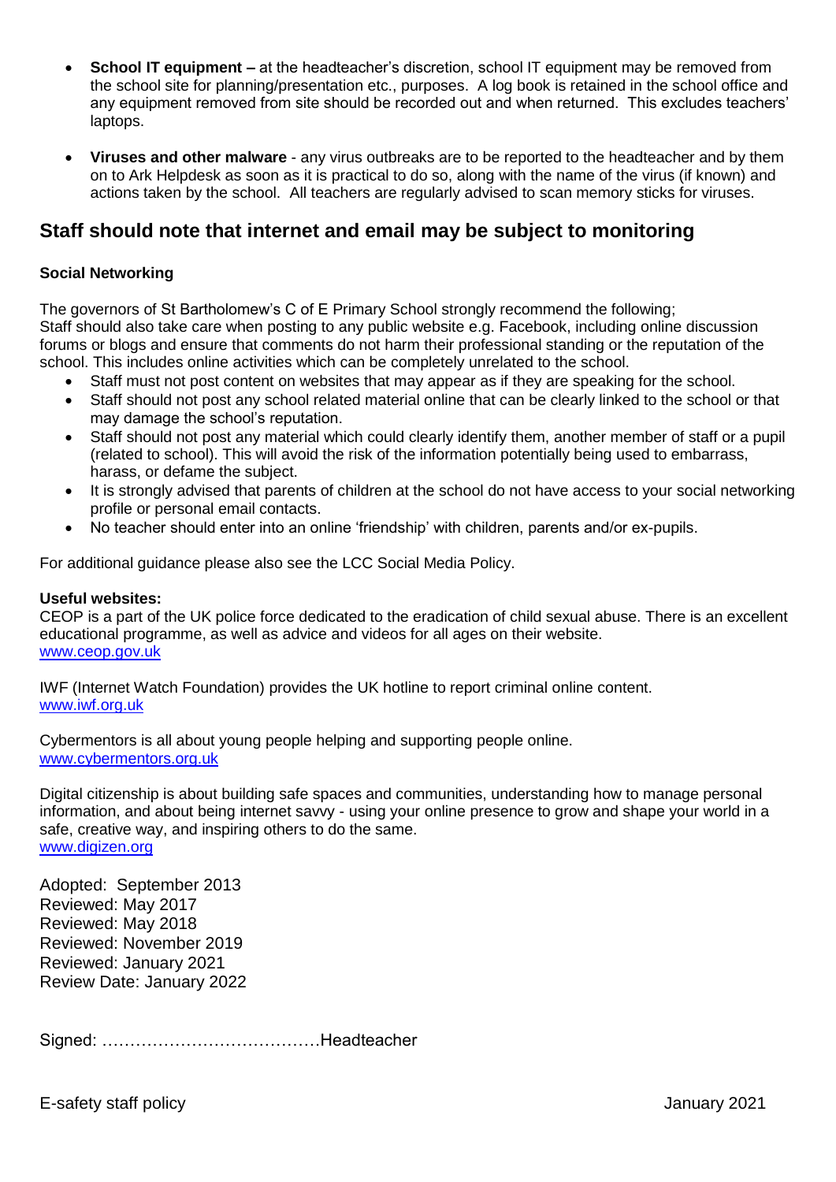- **School IT equipment –** at the headteacher's discretion, school IT equipment may be removed from the school site for planning/presentation etc., purposes. A log book is retained in the school office and any equipment removed from site should be recorded out and when returned. This excludes teachers' laptops.

- **Viruses and other malware** - any virus outbreaks are to be reported to the headteacher and by them on to Ark Helpdesk as soon as it is practical to do so, along with the name of the virus (if known) and actions taken by the school. All teachers are regularly advised to scan memory sticks for viruses.

## Staff should note that internet and email may be subject to monitoring

**Social Networking**

The governors of St Bartholomew's C of E Primary School strongly recommend the following;
Staff should also take care when posting to any public website e.g. Facebook, including online discussion forums or blogs and ensure that comments do not harm their professional standing or the reputation of the school. This includes online activities which can be completely unrelated to the school.

- Staff must not post content on websites that may appear as if they are speaking for the school.
- Staff should not post any school related material online that can be clearly linked to the school or that may damage the school's reputation.
- Staff should not post any material which could clearly identify them, another member of staff or a pupil (related to school). This will avoid the risk of the information potentially being used to embarrass, harass, or defame the subject.
- It is strongly advised that parents of children at the school do not have access to your social networking profile or personal email contacts.
- No teacher should enter into an online 'friendship' with children, parents and/or ex-pupils.

For additional guidance please also see the LCC Social Media Policy.

**Useful websites:**
CEOP is a part of the UK police force dedicated to the eradication of child sexual abuse. There is an excellent educational programme, as well as advice and videos for all ages on their website.
www.ceop.gov.uk

IWF (Internet Watch Foundation) provides the UK hotline to report criminal online content.
www.iwf.org.uk

Cybermentors is all about young people helping and supporting people online.
www.cybermentors.org.uk

Digital citizenship is about building safe spaces and communities, understanding how to manage personal information, and about being internet savvy - using your online presence to grow and shape your world in a safe, creative way, and inspiring others to do the same.
www.digizen.org

Adopted: September 2013
Reviewed: May 2017
Reviewed: May 2018
Reviewed: November 2019
Reviewed: January 2021
Review Date: January 2022

Signed: …………………………………Headteacher